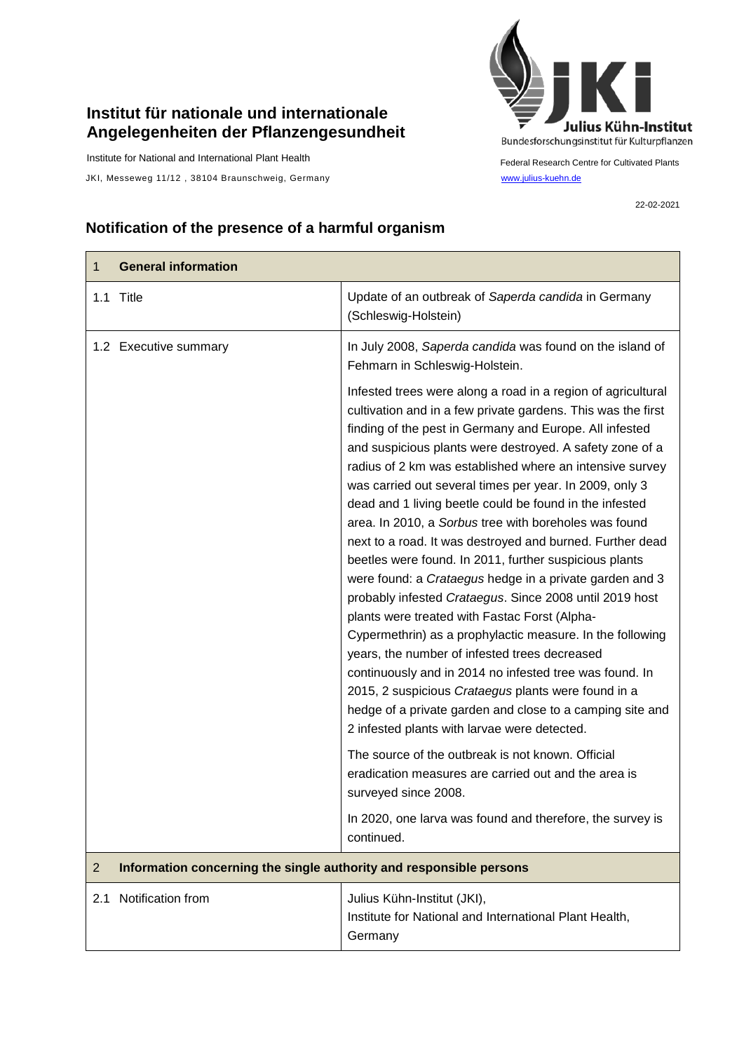**Institut für nationale und internationale Angelegenheiten der Pflanzengesundheit**

Institute for National and International Plant Health

JKI, Messeweg 11/12 , 38104 Braunschweig, Germany

Julius Kühn-Institut
Bundesforschungsinstitut für Kulturpflanzen

Federal Research Centre for Cultivated Plants
www.julius-kuehn.de

22-02-2021

## Notification of the presence of a harmful organism

| 1 **General information** | |
|---|---|
| 1.1 Title | Update of an outbreak of *Saperda candida* in Germany (Schleswig-Holstein) |
| 1.2 Executive summary | In July 2008, *Saperda candida* was found on the island of Fehmarn in Schleswig-Holstein.<br><br>Infested trees were along a road in a region of agricultural cultivation and in a few private gardens. This was the first finding of the pest in Germany and Europe. All infested and suspicious plants were destroyed. A safety zone of a radius of 2 km was established where an intensive survey was carried out several times per year. In 2009, only 3 dead and 1 living beetle could be found in the infested area. In 2010, a *Sorbus* tree with boreholes was found next to a road. It was destroyed and burned. Further dead beetles were found. In 2011, further suspicious plants were found: a *Crataegus* hedge in a private garden and 3 probably infested *Crataegus*. Since 2008 until 2019 host plants were treated with Fastac Forst (Alpha-Cypermethrin) as a prophylactic measure. In the following years, the number of infested trees decreased continuously and in 2014 no infested tree was found. In 2015, 2 suspicious *Crataegus* plants were found in a hedge of a private garden and close to a camping site and 2 infested plants with larvae were detected.<br><br>The source of the outbreak is not known. Official eradication measures are carried out and the area is surveyed since 2008.<br><br>In 2020, one larva was found and therefore, the survey is continued. |
| 2 **Information concerning the single authority and responsible persons** | |
| 2.1 Notification from | Julius Kühn-Institut (JKI),<br>Institute for National and International Plant Health, Germany |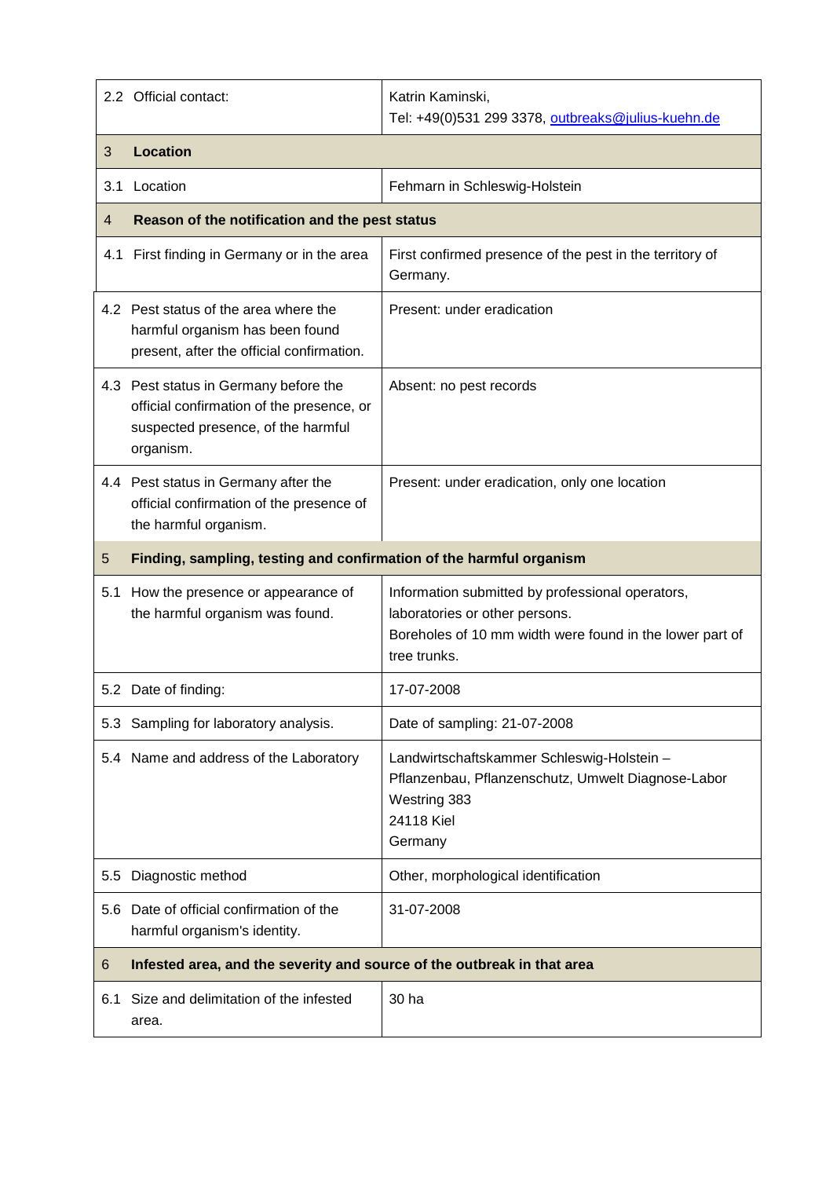| | |
|---|---|
| 2.2 Official contact: | Katrin Kaminski,<br>Tel: +49(0)531 299 3378, outbreaks@julius-kuehn.de |
| **3 Location** | |
| 3.1 Location | Fehmarn in Schleswig-Holstein |
| **4 Reason of the notification and the pest status** | |
| 4.1 First finding in Germany or in the area | First confirmed presence of the pest in the territory of Germany. |
| 4.2 Pest status of the area where the harmful organism has been found present, after the official confirmation. | Present: under eradication |
| 4.3 Pest status in Germany before the official confirmation of the presence, or suspected presence, of the harmful organism. | Absent: no pest records |
| 4.4 Pest status in Germany after the official confirmation of the presence of the harmful organism. | Present: under eradication, only one location |
| **5 Finding, sampling, testing and confirmation of the harmful organism** | |
| 5.1 How the presence or appearance of the harmful organism was found. | Information submitted by professional operators, laboratories or other persons.<br>Boreholes of 10 mm width were found in the lower part of tree trunks. |
| 5.2 Date of finding: | 17-07-2008 |
| 5.3 Sampling for laboratory analysis. | Date of sampling: 21-07-2008 |
| 5.4 Name and address of the Laboratory | Landwirtschaftskammer Schleswig-Holstein – Pflanzenbau, Pflanzenschutz, Umwelt Diagnose-Labor<br>Westring 383<br>24118 Kiel<br>Germany |
| 5.5 Diagnostic method | Other, morphological identification |
| 5.6 Date of official confirmation of the harmful organism's identity. | 31-07-2008 |
| **6 Infested area, and the severity and source of the outbreak in that area** | |
| 6.1 Size and delimitation of the infested area. | 30 ha |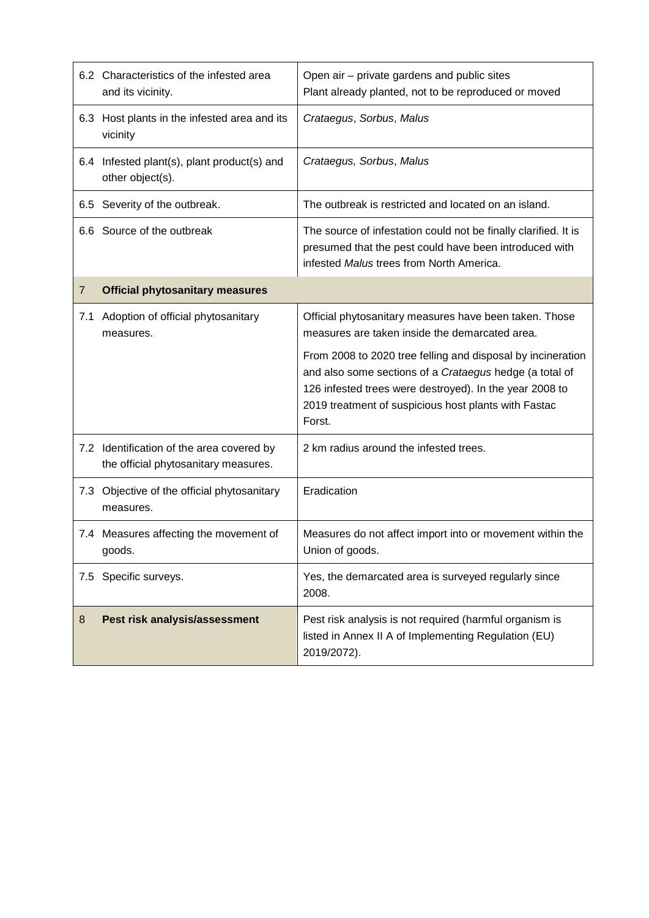| | | |
|---|---|---|
| 6.2 | Characteristics of the infested area and its vicinity. | Open air – private gardens and public sites<br>Plant already planted, not to be reproduced or moved |
| 6.3 | Host plants in the infested area and its vicinity | *Crataegus*, *Sorbus*, *Malus* |
| 6.4 | Infested plant(s), plant product(s) and other object(s). | *Crataegus, Sorbus*, *Malus* |
| 6.5 | Severity of the outbreak. | The outbreak is restricted and located on an island. |
| 6.6 | Source of the outbreak | The source of infestation could not be finally clarified. It is presumed that the pest could have been introduced with infested *Malus* trees from North America. |
| 7 | **Official phytosanitary measures** | |
| 7.1 | Adoption of official phytosanitary measures. | Official phytosanitary measures have been taken. Those measures are taken inside the demarcated area.<br>From 2008 to 2020 tree felling and disposal by incineration and also some sections of a *Crataegus* hedge (a total of 126 infested trees were destroyed). In the year 2008 to 2019 treatment of suspicious host plants with Fastac Forst. |
| 7.2 | Identification of the area covered by the official phytosanitary measures. | 2 km radius around the infested trees. |
| 7.3 | Objective of the official phytosanitary measures. | Eradication |
| 7.4 | Measures affecting the movement of goods. | Measures do not affect import into or movement within the Union of goods. |
| 7.5 | Specific surveys. | Yes, the demarcated area is surveyed regularly since 2008. |
| 8 | **Pest risk analysis/assessment** | Pest risk analysis is not required (harmful organism is listed in Annex II A of Implementing Regulation (EU) 2019/2072). |